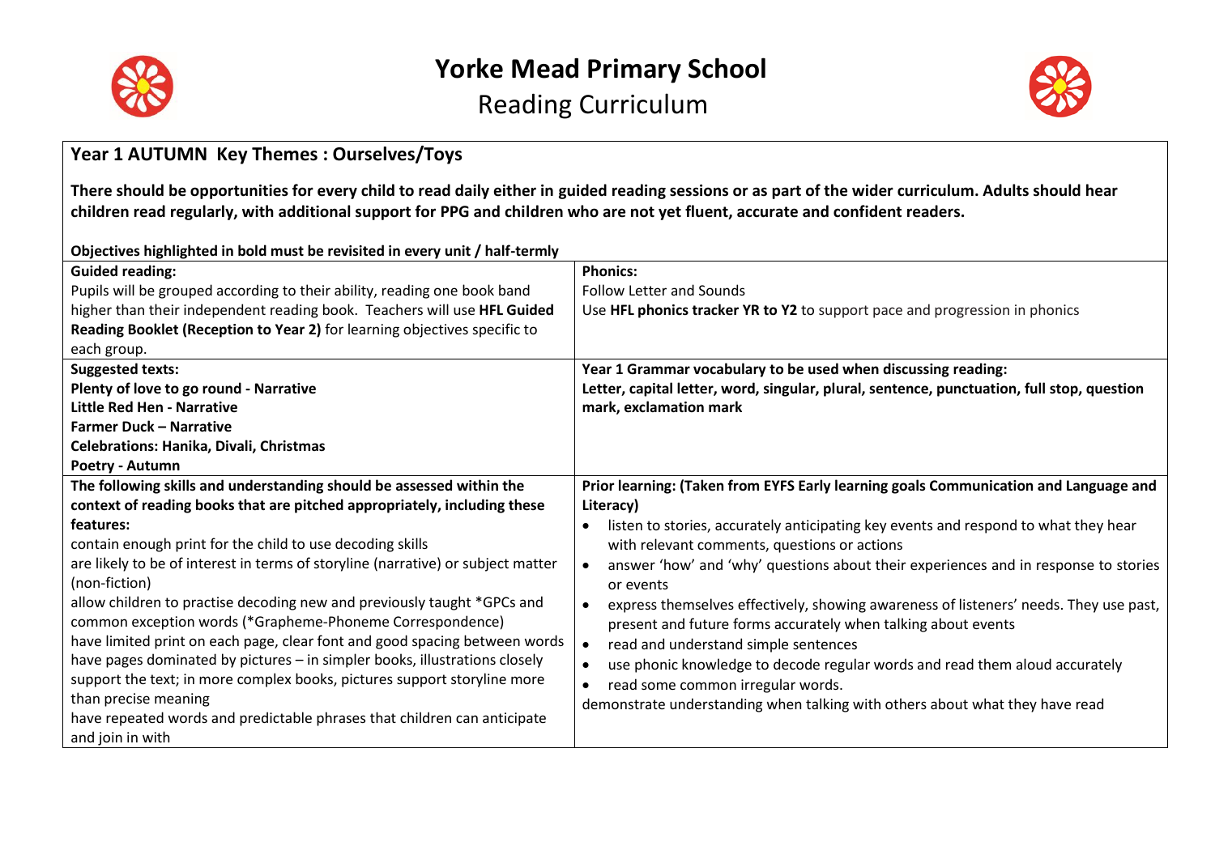# Yorke Mead Primary School

## Reading Curriculum

### Year 1 AUTUMN Key Themes : Ourselves/Toys

**There should be opportunities for every child to read daily either in guided reading sessions or as part of the wider curriculum. Adults should hear children read regularly, with additional support for PPG and children who are not yet fluent, accurate and confident readers.**

**Objectives highlighted in bold must be revisited in every unit / half-termly**

| **Guided reading:**<br>Pupils will be grouped according to their ability, reading one book band higher than their independent reading book. Teachers will use **HFL Guided Reading Booklet (Reception to Year 2)** for learning objectives specific to each group. | **Phonics:**<br>Follow Letter and Sounds<br>Use **HFL phonics tracker YR to Y2** to support pace and progression in phonics |
|---|---|
| **Suggested texts:**<br>**Plenty of love to go round - Narrative**<br>**Little Red Hen - Narrative**<br>**Farmer Duck – Narrative**<br>**Celebrations: Hanika, Divali, Christmas**<br>**Poetry - Autumn** | **Year 1 Grammar vocabulary to be used when discussing reading:**<br>**Letter, capital letter, word, singular, plural, sentence, punctuation, full stop, question mark, exclamation mark** |
| **The following skills and understanding should be assessed within the context of reading books that are pitched appropriately, including these features:**<br>contain enough print for the child to use decoding skills<br>are likely to be of interest in terms of storyline (narrative) or subject matter (non-fiction)<br>allow children to practise decoding new and previously taught *GPCs and common exception words (*Grapheme-Phoneme Correspondence)<br>have limited print on each page, clear font and good spacing between words<br>have pages dominated by pictures – in simpler books, illustrations closely support the text; in more complex books, pictures support storyline more than precise meaning<br>have repeated words and predictable phrases that children can anticipate and join in with | **Prior learning: (Taken from EYFS Early learning goals Communication and Language and Literacy)**<br>• listen to stories, accurately anticipating key events and respond to what they hear with relevant comments, questions or actions<br>• answer 'how' and 'why' questions about their experiences and in response to stories or events<br>• express themselves effectively, showing awareness of listeners' needs. They use past, present and future forms accurately when talking about events<br>• read and understand simple sentences<br>• use phonic knowledge to decode regular words and read them aloud accurately<br>• read some common irregular words.<br>demonstrate understanding when talking with others about what they have read |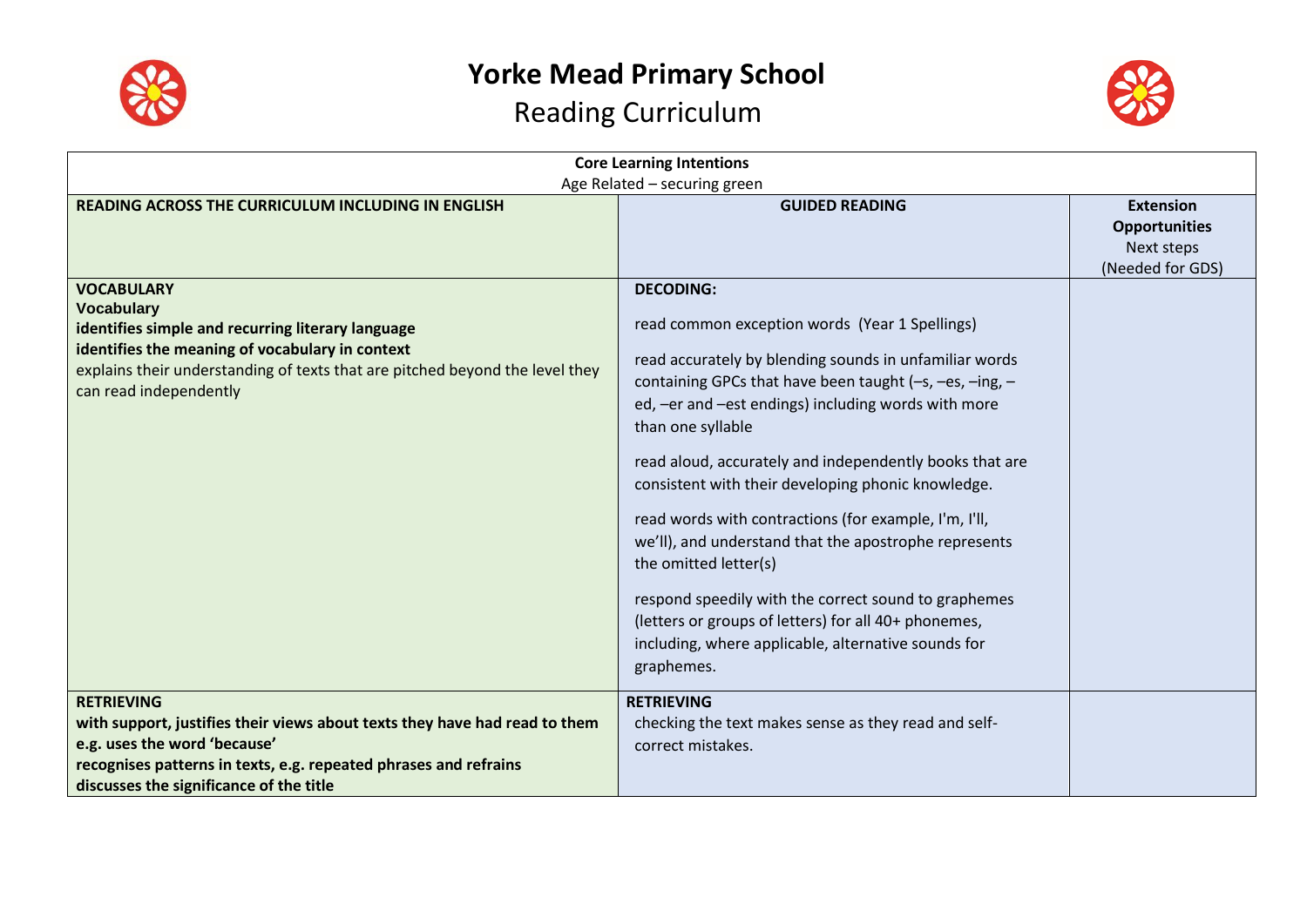# Yorke Mead Primary School

## Reading Curriculum

| Core Learning Intentions<br>Age Related – securing green | | |
|---|---|---|
| **READING ACROSS THE CURRICULUM INCLUDING IN ENGLISH** | **GUIDED READING** | **Extension Opportunities**<br>Next steps<br>(Needed for GDS) |
| **VOCABULARY**<br>**Vocabulary**<br>**identifies simple and recurring literary language**<br>**identifies the meaning of vocabulary in context**<br>explains their understanding of texts that are pitched beyond the level they can read independently | **DECODING:**<br><br>read common exception words (Year 1 Spellings)<br><br>read accurately by blending sounds in unfamiliar words containing GPCs that have been taught (–s, –es, –ing, –ed, –er and –est endings) including words with more than one syllable<br><br>read aloud, accurately and independently books that are consistent with their developing phonic knowledge.<br><br>read words with contractions (for example, I'm, I'll, we'll), and understand that the apostrophe represents the omitted letter(s)<br><br>respond speedily with the correct sound to graphemes (letters or groups of letters) for all 40+ phonemes, including, where applicable, alternative sounds for graphemes. | |
| **RETRIEVING**<br>**with support, justifies their views about texts they have had read to them e.g. uses the word 'because'**<br>**recognises patterns in texts, e.g. repeated phrases and refrains**<br>**discusses the significance of the title** | **RETRIEVING**<br>checking the text makes sense as they read and self-correct mistakes. | |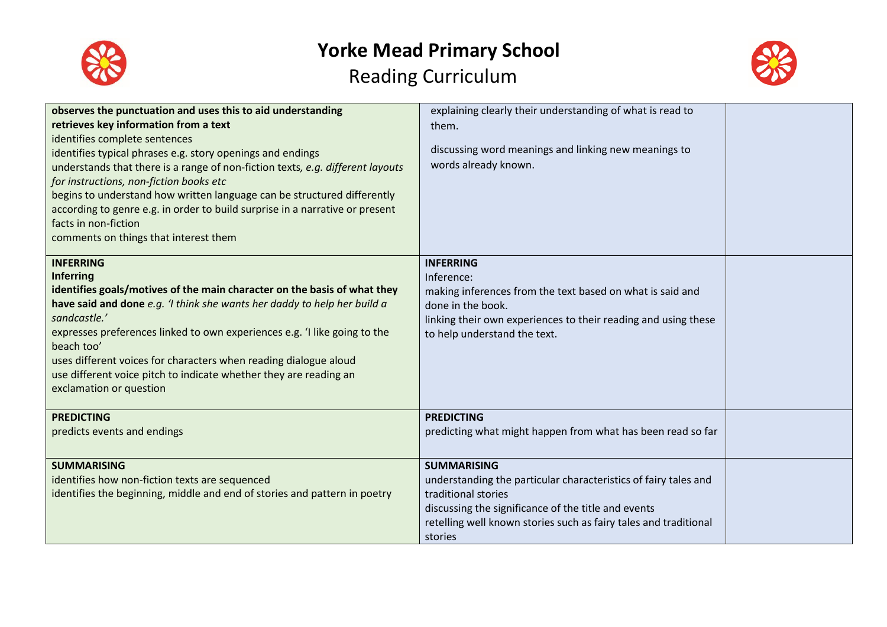# Yorke Mead Primary School

Reading Curriculum

| | | |
|---|---|---|
| **observes the punctuation and uses this to aid understanding**<br>**retrieves key information from a text**<br>identifies complete sentences<br>identifies typical phrases e.g. story openings and endings<br>understands that there is a range of non-fiction texts*, e.g. different layouts for instructions, non-fiction books etc*<br>begins to understand how written language can be structured differently according to genre e.g. in order to build surprise in a narrative or present facts in non-fiction<br>comments on things that interest them | explaining clearly their understanding of what is read to them.<br><br>discussing word meanings and linking new meanings to words already known. | |
| **INFERRING**<br>**Inferring**<br>**identifies goals/motives of the main character on the basis of what they have said and done** *e.g. 'I think she wants her daddy to help her build a sandcastle.'*<br>expresses preferences linked to own experiences e.g. 'I like going to the beach too'<br>uses different voices for characters when reading dialogue aloud<br>use different voice pitch to indicate whether they are reading an exclamation or question | **INFERRING**<br>Inference:<br>making inferences from the text based on what is said and done in the book.<br>linking their own experiences to their reading and using these to help understand the text. | |
| **PREDICTING**<br>predicts events and endings | **PREDICTING**<br>predicting what might happen from what has been read so far | |
| **SUMMARISING**<br>identifies how non-fiction texts are sequenced<br>identifies the beginning, middle and end of stories and pattern in poetry | **SUMMARISING**<br>understanding the particular characteristics of fairy tales and traditional stories<br>discussing the significance of the title and events<br>retelling well known stories such as fairy tales and traditional stories | |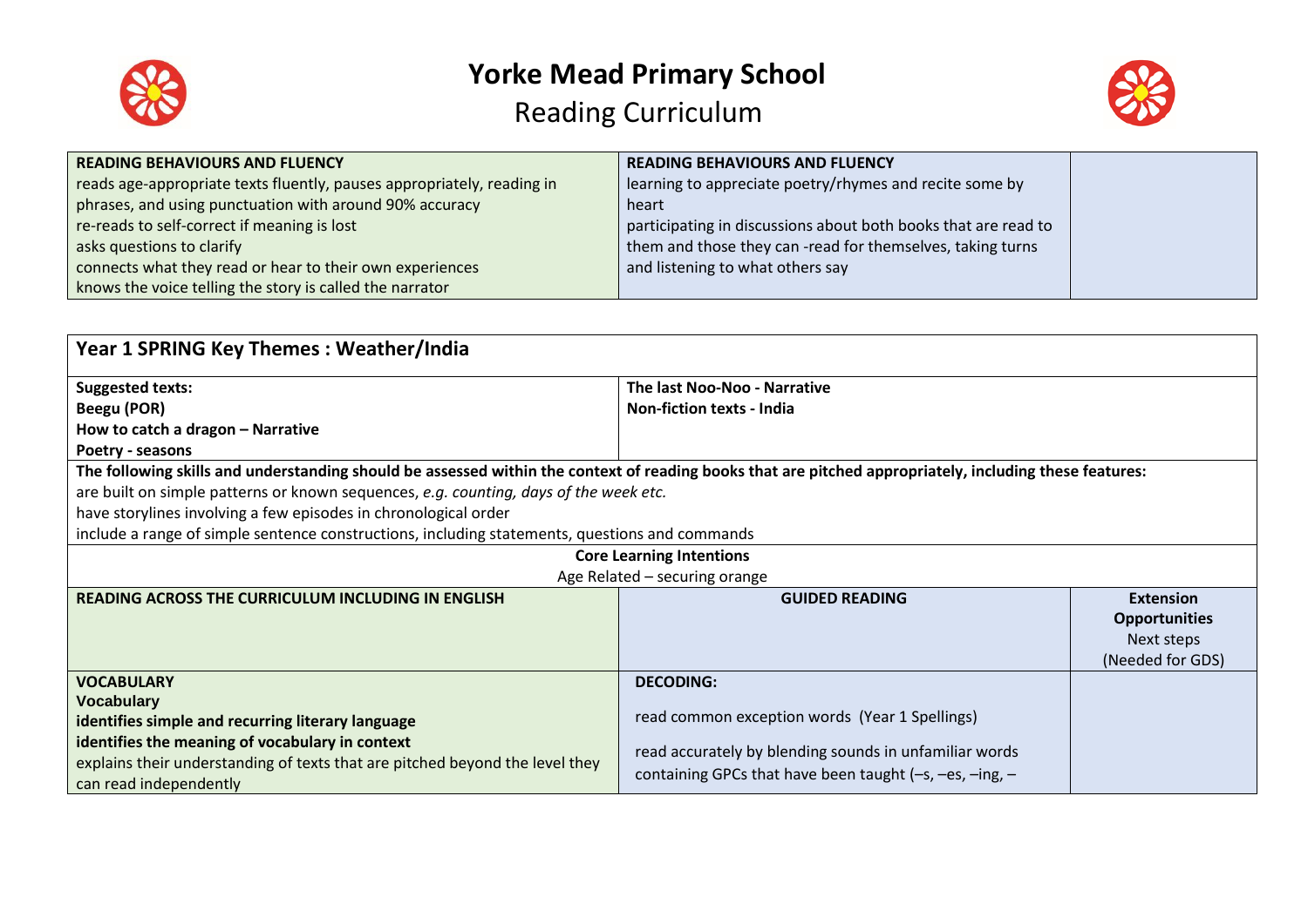# Yorke Mead Primary School

## Reading Curriculum

| READING BEHAVIOURS AND FLUENCY | READING BEHAVIOURS AND FLUENCY | |
|---|---|---|
| reads age-appropriate texts fluently, pauses appropriately, reading in phrases, and using punctuation with around 90% accuracy<br>re-reads to self-correct if meaning is lost<br>asks questions to clarify<br>connects what they read or hear to their own experiences<br>knows the voice telling the story is called the narrator | learning to appreciate poetry/rhymes and recite some by heart<br>participating in discussions about both books that are read to them and those they can -read for themselves, taking turns and listening to what others say | |

| **Year 1 SPRING Key Themes : Weather/India** | | |
|---|---|---|
| **Suggested texts:**<br>**Beegu (POR)**<br>**How to catch a dragon – Narrative**<br>**Poetry - seasons** | **The last Noo-Noo - Narrative**<br>**Non-fiction texts - India** | |
| **The following skills and understanding should be assessed within the context of reading books that are pitched appropriately, including these features:**<br>are built on simple patterns or known sequences, *e.g. counting, days of the week etc.*<br>have storylines involving a few episodes in chronological order<br>include a range of simple sentence constructions, including statements, questions and commands | | |
| **Core Learning Intentions**<br>Age Related – securing orange | | |
| **READING ACROSS THE CURRICULUM INCLUDING IN ENGLISH** | **GUIDED READING** | **Extension Opportunities**<br>Next steps<br>(Needed for GDS) |
| **VOCABULARY**<br>**Vocabulary**<br>**identifies simple and recurring literary language**<br>**identifies the meaning of vocabulary in context**<br>explains their understanding of texts that are pitched beyond the level they can read independently | **DECODING:**<br>read common exception words (Year 1 Spellings)<br>read accurately by blending sounds in unfamiliar words containing GPCs that have been taught (–s, –es, –ing, – | |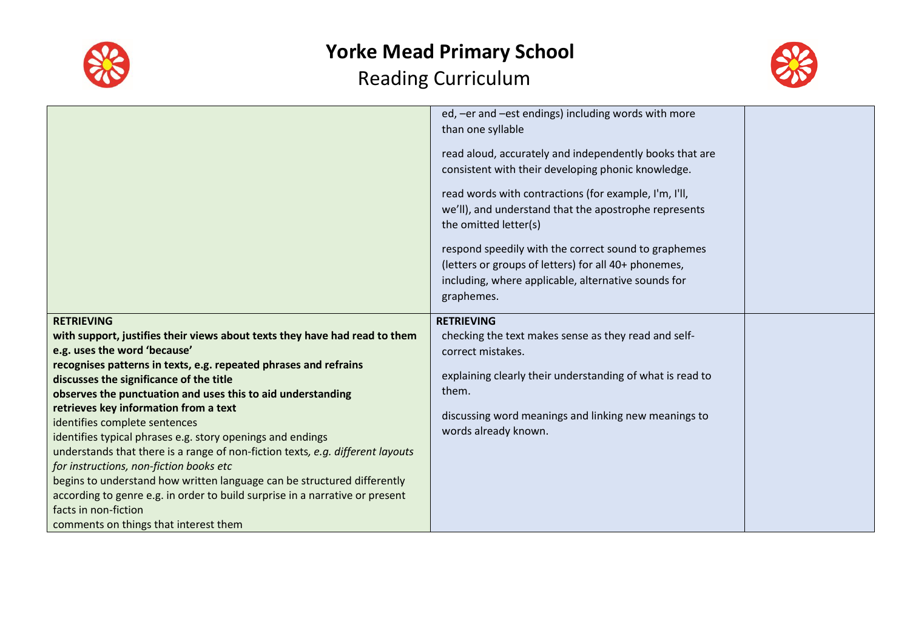# Yorke Mead Primary School

## Reading Curriculum

| | | |
|---|---|---|
| | ed, –er and –est endings) including words with more than one syllable<br><br>read aloud, accurately and independently books that are consistent with their developing phonic knowledge.<br><br>read words with contractions (for example, I'm, I'll, we'll), and understand that the apostrophe represents the omitted letter(s)<br><br>respond speedily with the correct sound to graphemes (letters or groups of letters) for all 40+ phonemes, including, where applicable, alternative sounds for graphemes. | |
| **RETRIEVING**<br>**with support, justifies their views about texts they have had read to them e.g. uses the word 'because'**<br>**recognises patterns in texts, e.g. repeated phrases and refrains**<br>**discusses the significance of the title**<br>**observes the punctuation and uses this to aid understanding**<br>**retrieves key information from a text**<br>identifies complete sentences<br>identifies typical phrases e.g. story openings and endings<br>understands that there is a range of non-fiction texts*, e.g. different layouts for instructions, non-fiction books etc*<br>begins to understand how written language can be structured differently according to genre e.g. in order to build surprise in a narrative or present facts in non-fiction<br>comments on things that interest them | **RETRIEVING**<br>checking the text makes sense as they read and self-correct mistakes.<br><br>explaining clearly their understanding of what is read to them.<br><br>discussing word meanings and linking new meanings to words already known. | |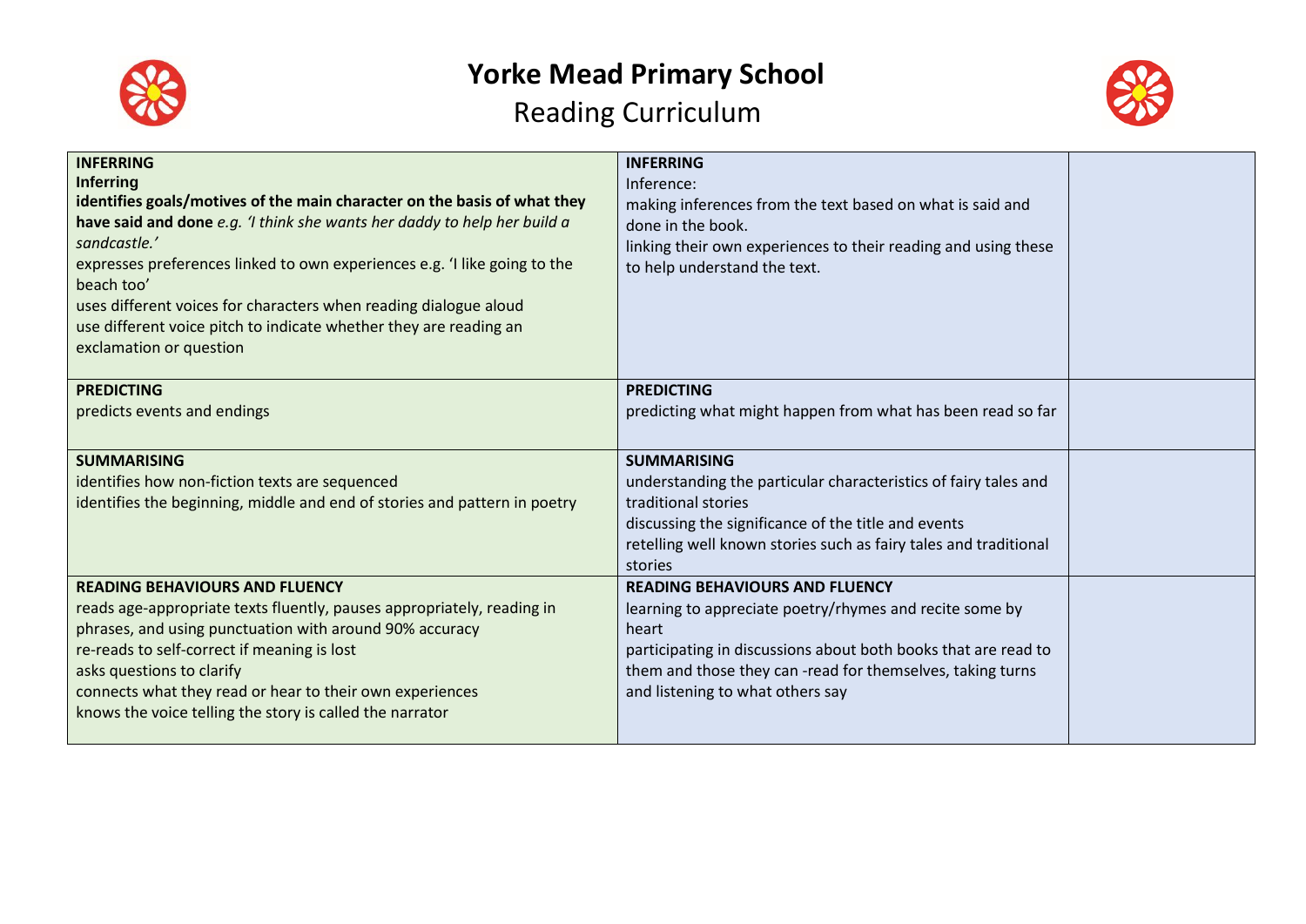# Yorke Mead Primary School

## Reading Curriculum

| | | |
|---|---|---|
| **INFERRING**<br>**Inferring**<br>**identifies goals/motives of the main character on the basis of what they have said and done** *e.g. 'I think she wants her daddy to help her build a sandcastle.'*<br>expresses preferences linked to own experiences e.g. 'I like going to the beach too'<br>uses different voices for characters when reading dialogue aloud<br>use different voice pitch to indicate whether they are reading an exclamation or question | **INFERRING**<br>Inference:<br>making inferences from the text based on what is said and done in the book.<br>linking their own experiences to their reading and using these to help understand the text. | |
| **PREDICTING**<br>predicts events and endings | **PREDICTING**<br>predicting what might happen from what has been read so far | |
| **SUMMARISING**<br>identifies how non-fiction texts are sequenced<br>identifies the beginning, middle and end of stories and pattern in poetry | **SUMMARISING**<br>understanding the particular characteristics of fairy tales and traditional stories<br>discussing the significance of the title and events<br>retelling well known stories such as fairy tales and traditional stories | |
| **READING BEHAVIOURS AND FLUENCY**<br>reads age-appropriate texts fluently, pauses appropriately, reading in phrases, and using punctuation with around 90% accuracy<br>re-reads to self-correct if meaning is lost<br>asks questions to clarify<br>connects what they read or hear to their own experiences<br>knows the voice telling the story is called the narrator | **READING BEHAVIOURS AND FLUENCY**<br>learning to appreciate poetry/rhymes and recite some by heart<br>participating in discussions about both books that are read to them and those they can -read for themselves, taking turns and listening to what others say | |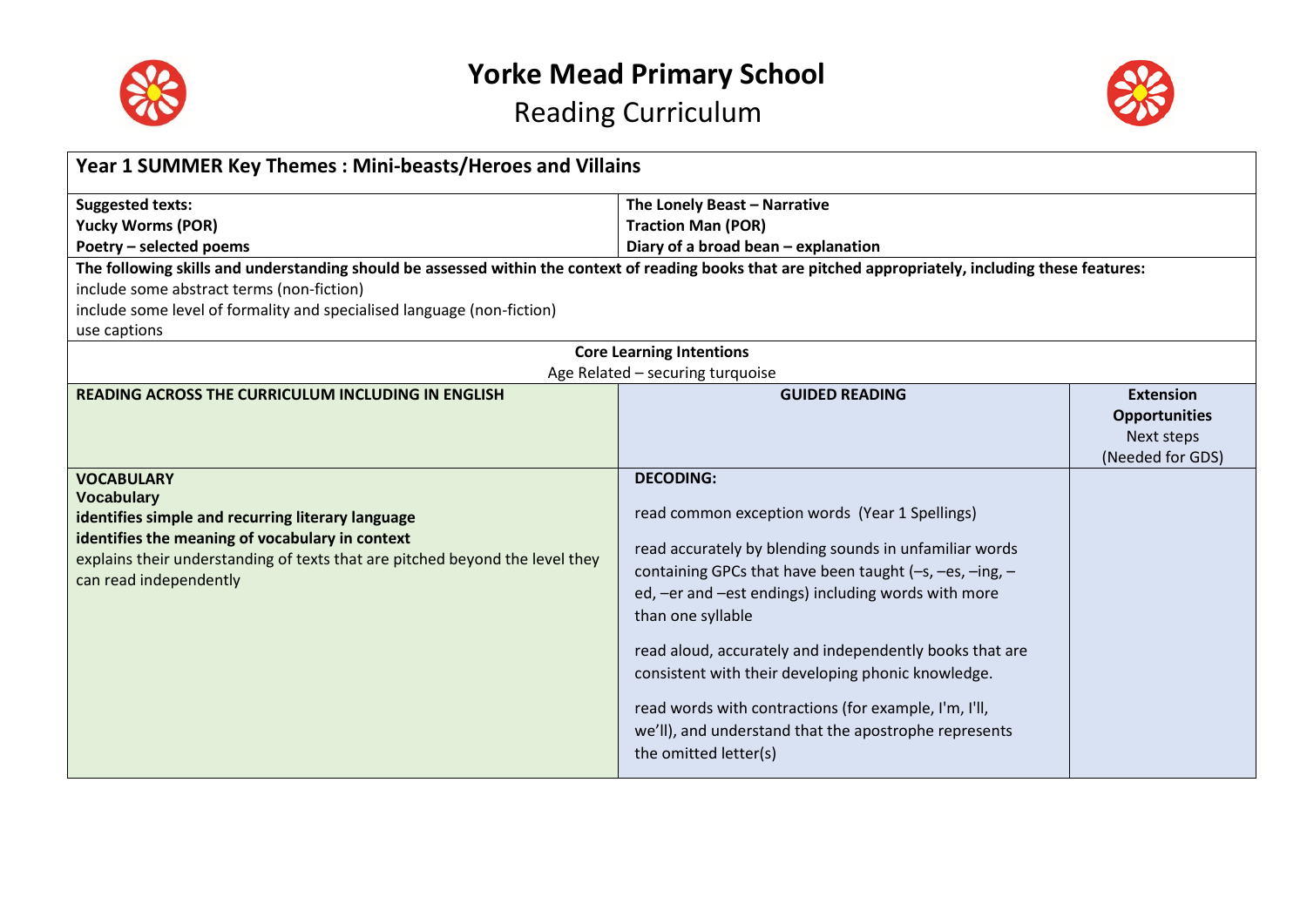# Yorke Mead Primary School

## Reading Curriculum

| Year 1 SUMMER Key Themes : Mini-beasts/Heroes and Villains | | |
|---|---|---|
| **Suggested texts:**<br>**Yucky Worms (POR)**<br>**Poetry – selected poems** | **The Lonely Beast – Narrative**<br>**Traction Man (POR)**<br>**Diary of a broad bean – explanation** | |
| **The following skills and understanding should be assessed within the context of reading books that are pitched appropriately, including these features:**<br>include some abstract terms (non-fiction)<br>include some level of formality and specialised language (non-fiction)<br>use captions | | |
| **Core Learning Intentions**<br>Age Related – securing turquoise | | |
| **READING ACROSS THE CURRICULUM INCLUDING IN ENGLISH** | **GUIDED READING** | **Extension Opportunities**<br>Next steps<br>(Needed for GDS) |
| **VOCABULARY**<br>**Vocabulary**<br>**identifies simple and recurring literary language**<br>**identifies the meaning of vocabulary in context**<br>explains their understanding of texts that are pitched beyond the level they can read independently | **DECODING:**<br>read common exception words (Year 1 Spellings)<br>read accurately by blending sounds in unfamiliar words containing GPCs that have been taught (–s, –es, –ing, –ed, –er and –est endings) including words with more than one syllable<br>read aloud, accurately and independently books that are consistent with their developing phonic knowledge.<br>read words with contractions (for example, I'm, I'll, we'll), and understand that the apostrophe represents the omitted letter(s) | |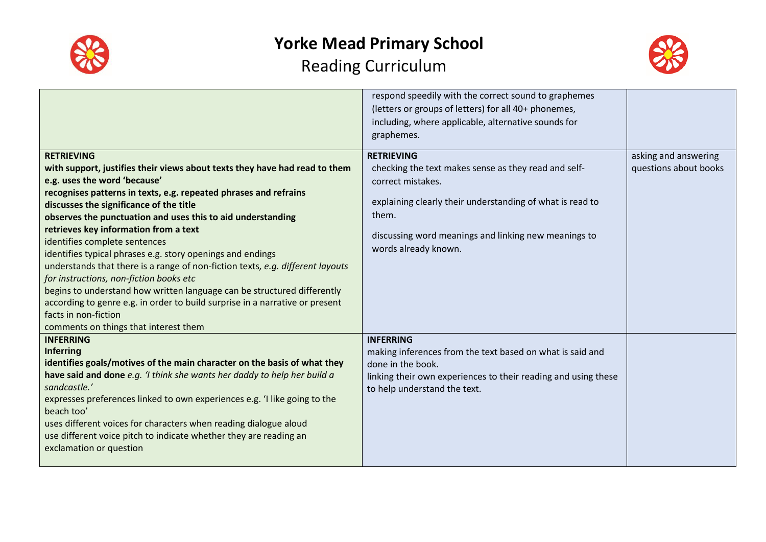# Yorke Mead Primary School

## Reading Curriculum

| | | |
|---|---|---|
| | respond speedily with the correct sound to graphemes (letters or groups of letters) for all 40+ phonemes, including, where applicable, alternative sounds for graphemes. | |
| **RETRIEVING**<br>**with support, justifies their views about texts they have had read to them e.g. uses the word 'because'**<br>**recognises patterns in texts, e.g. repeated phrases and refrains**<br>**discusses the significance of the title**<br>**observes the punctuation and uses this to aid understanding**<br>**retrieves key information from a text**<br>identifies complete sentences<br>identifies typical phrases e.g. story openings and endings<br>understands that there is a range of non-fiction texts*, e.g. different layouts for instructions, non-fiction books etc*<br>begins to understand how written language can be structured differently according to genre e.g. in order to build surprise in a narrative or present facts in non-fiction<br>comments on things that interest them | **RETRIEVING**<br>checking the text makes sense as they read and self-correct mistakes.<br><br>explaining clearly their understanding of what is read to them.<br><br>discussing word meanings and linking new meanings to words already known. | asking and answering questions about books |
| **INFERRING**<br>**Inferring**<br>**identifies goals/motives of the main character on the basis of what they have said and done** *e.g. 'I think she wants her daddy to help her build a sandcastle.'*<br>expresses preferences linked to own experiences e.g. 'I like going to the beach too'<br>uses different voices for characters when reading dialogue aloud<br>use different voice pitch to indicate whether they are reading an exclamation or question | **INFERRING**<br>making inferences from the text based on what is said and done in the book.<br>linking their own experiences to their reading and using these to help understand the text. | |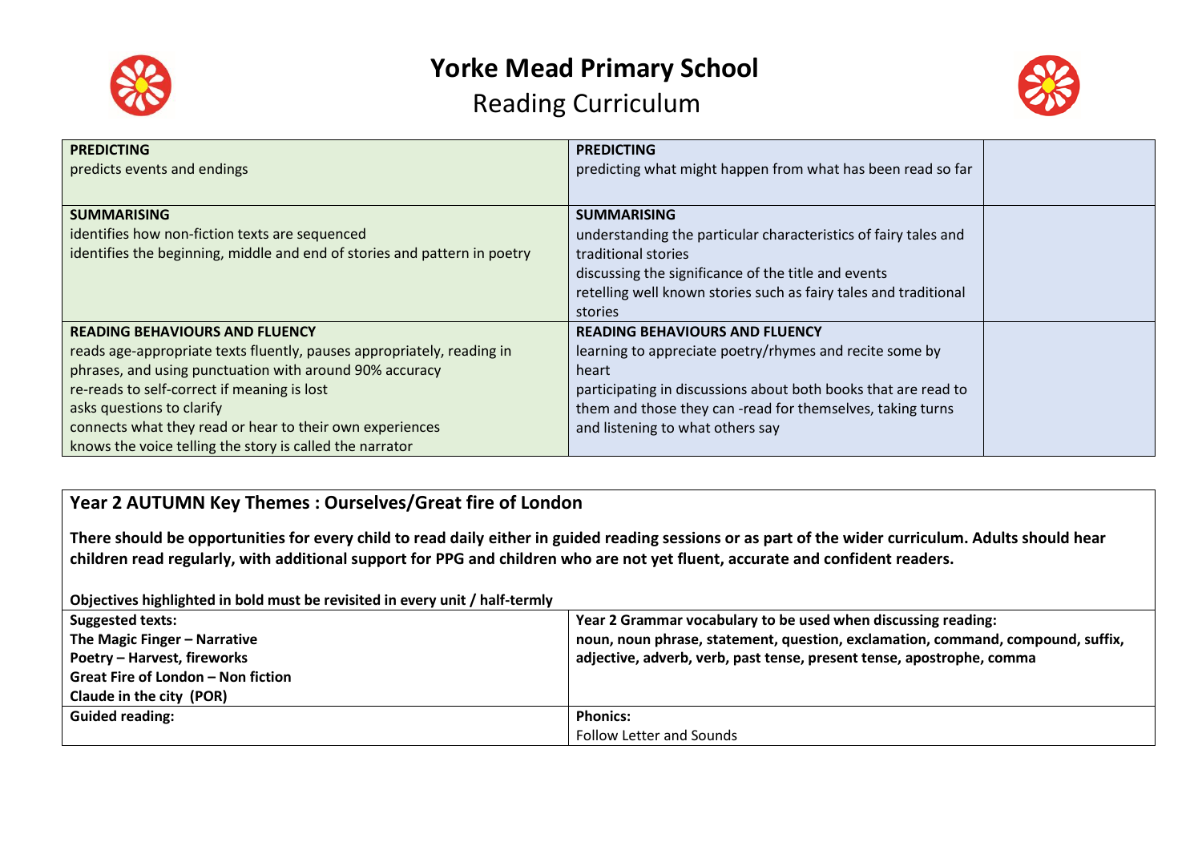# Yorke Mead Primary School

## Reading Curriculum

| | | |
|---|---|---|
| **PREDICTING**<br>predicts events and endings | **PREDICTING**<br>predicting what might happen from what has been read so far | |
| **SUMMARISING**<br>identifies how non-fiction texts are sequenced<br>identifies the beginning, middle and end of stories and pattern in poetry | **SUMMARISING**<br>understanding the particular characteristics of fairy tales and traditional stories<br>discussing the significance of the title and events<br>retelling well known stories such as fairy tales and traditional stories | |
| **READING BEHAVIOURS AND FLUENCY**<br>reads age-appropriate texts fluently, pauses appropriately, reading in phrases, and using punctuation with around 90% accuracy<br>re-reads to self-correct if meaning is lost<br>asks questions to clarify<br>connects what they read or hear to their own experiences<br>knows the voice telling the story is called the narrator | **READING BEHAVIOURS AND FLUENCY**<br>learning to appreciate poetry/rhymes and recite some by heart<br>participating in discussions about both books that are read to them and those they can -read for themselves, taking turns and listening to what others say | |

## Year 2 AUTUMN Key Themes : Ourselves/Great fire of London

**There should be opportunities for every child to read daily either in guided reading sessions or as part of the wider curriculum. Adults should hear children read regularly, with additional support for PPG and children who are not yet fluent, accurate and confident readers.**

**Objectives highlighted in bold must be revisited in every unit / half-termly**

| | |
|---|---|
| **Suggested texts:**<br>**The Magic Finger – Narrative**<br>**Poetry – Harvest, fireworks**<br>**Great Fire of London – Non fiction**<br>**Claude in the city (POR)** | **Year 2 Grammar vocabulary to be used when discussing reading:**<br>**noun, noun phrase, statement, question, exclamation, command, compound, suffix, adjective, adverb, verb, past tense, present tense, apostrophe, comma** |
| **Guided reading:** | **Phonics:**<br>Follow Letter and Sounds |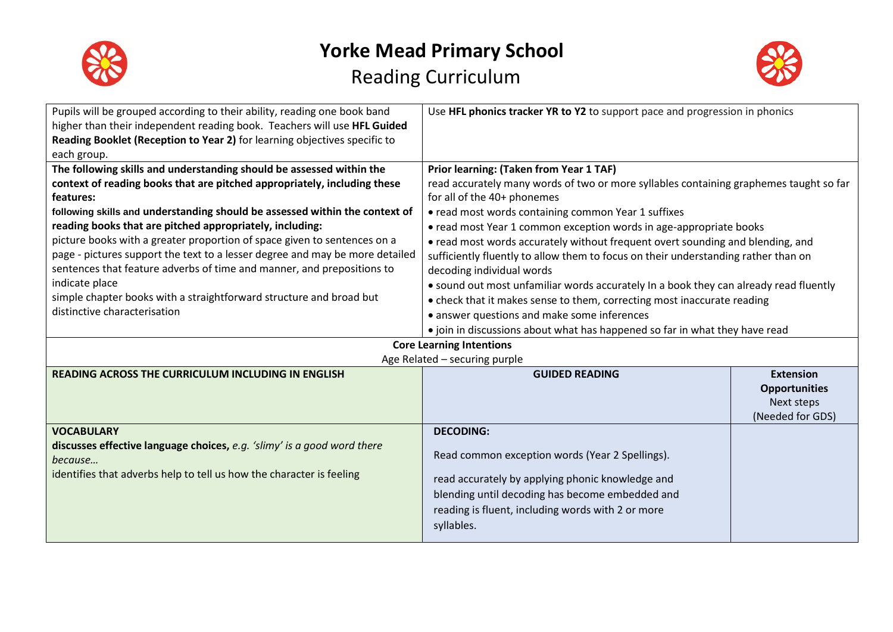# Yorke Mead Primary School

## Reading Curriculum

| Pupils will be grouped according to their ability, reading one book band higher than their independent reading book. Teachers will use **HFL Guided Reading Booklet (Reception to Year 2)** for learning objectives specific to each group. | Use **HFL phonics tracker YR to Y2** to support pace and progression in phonics | |
|---|---|---|
| **The following skills and understanding should be assessed within the context of reading books that are pitched appropriately, including these features:**<br>**following skills and understanding should be assessed within the context of reading books that are pitched appropriately, including:**<br>picture books with a greater proportion of space given to sentences on a page - pictures support the text to a lesser degree and may be more detailed<br>sentences that feature adverbs of time and manner, and prepositions to indicate place<br>simple chapter books with a straightforward structure and broad but distinctive characterisation | **Prior learning: (Taken from Year 1 TAF)**<br>read accurately many words of two or more syllables containing graphemes taught so far for all of the 40+ phonemes<br>• read most words containing common Year 1 suffixes<br>• read most Year 1 common exception words in age-appropriate books<br>• read most words accurately without frequent overt sounding and blending, and sufficiently fluently to allow them to focus on their understanding rather than on decoding individual words<br>• sound out most unfamiliar words accurately In a book they can already read fluently<br>• check that it makes sense to them, correcting most inaccurate reading<br>• answer questions and make some inferences<br>• join in discussions about what has happened so far in what they have read | |
| **Core Learning Intentions**<br>Age Related – securing purple | | |
| **READING ACROSS THE CURRICULUM INCLUDING IN ENGLISH** | **GUIDED READING** | **Extension Opportunities**<br>Next steps<br>(Needed for GDS) |
| **VOCABULARY**<br>**discusses effective language choices,** *e.g. 'slimy' is a good word there because…*<br>identifies that adverbs help to tell us how the character is feeling | **DECODING:**<br>Read common exception words (Year 2 Spellings).<br>read accurately by applying phonic knowledge and blending until decoding has become embedded and reading is fluent, including words with 2 or more syllables. | |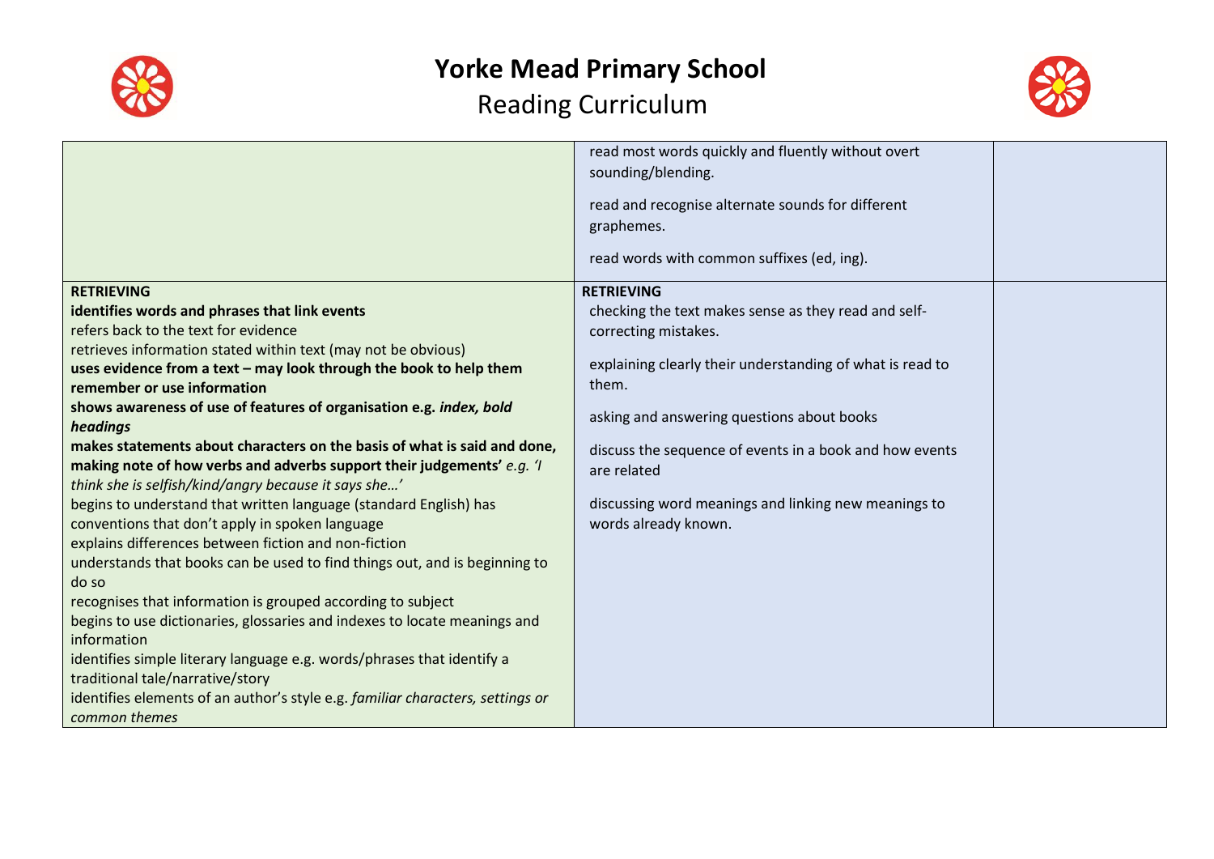# Yorke Mead Primary School

## Reading Curriculum

| | | |
|---|---|---|
| | read most words quickly and fluently without overt sounding/blending.<br><br>read and recognise alternate sounds for different graphemes.<br><br>read words with common suffixes (ed, ing). | |
| **RETRIEVING**<br>**identifies words and phrases that link events**<br>refers back to the text for evidence<br>retrieves information stated within text (may not be obvious)<br>**uses evidence from a text – may look through the book to help them remember or use information**<br>**shows awareness of use of features of organisation e.g. *index, bold headings***<br>**makes statements about characters on the basis of what is said and done, making note of how verbs and adverbs support their judgements'** *e.g. 'I think she is selfish/kind/angry because it says she…'*<br>begins to understand that written language (standard English) has conventions that don't apply in spoken language<br>explains differences between fiction and non-fiction<br>understands that books can be used to find things out, and is beginning to do so<br>recognises that information is grouped according to subject<br>begins to use dictionaries, glossaries and indexes to locate meanings and information<br>identifies simple literary language e.g. words/phrases that identify a traditional tale/narrative/story<br>identifies elements of an author's style e.g. *familiar characters, settings or common themes* | **RETRIEVING**<br>checking the text makes sense as they read and self-correcting mistakes.<br><br>explaining clearly their understanding of what is read to them.<br><br>asking and answering questions about books<br><br>discuss the sequence of events in a book and how events are related<br><br>discussing word meanings and linking new meanings to words already known. | |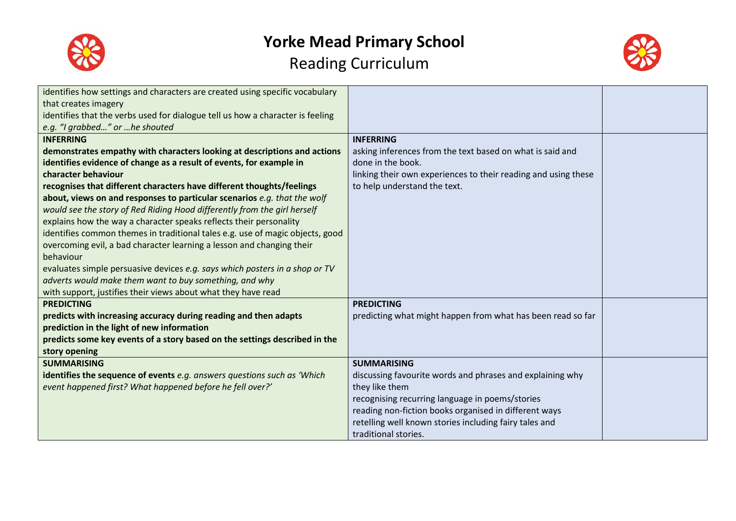# Yorke Mead Primary School

## Reading Curriculum

| | | |
|---|---|---|
| identifies how settings and characters are created using specific vocabulary that creates imagery<br>identifies that the verbs used for dialogue tell us how a character is feeling *e.g. "I grabbed…" or …he shouted* | | |
| **INFERRING**<br>**demonstrates empathy with characters looking at descriptions and actions**<br>**identifies evidence of change as a result of events, for example in character behaviour**<br>**recognises that different characters have different thoughts/feelings about, views on and responses to particular scenarios** *e.g. that the wolf would see the story of Red Riding Hood differently from the girl herself*<br>explains how the way a character speaks reflects their personality<br>identifies common themes in traditional tales e.g. use of magic objects, good overcoming evil, a bad character learning a lesson and changing their behaviour<br>evaluates simple persuasive devices *e.g. says which posters in a shop or TV adverts would make them want to buy something, and why*<br>with support, justifies their views about what they have read | **INFERRING**<br>asking inferences from the text based on what is said and done in the book.<br>linking their own experiences to their reading and using these to help understand the text. | |
| **PREDICTING**<br>**predicts with increasing accuracy during reading and then adapts prediction in the light of new information**<br>**predicts some key events of a story based on the settings described in the story opening** | **PREDICTING**<br>predicting what might happen from what has been read so far | |
| **SUMMARISING**<br>**identifies the sequence of events** *e.g. answers questions such as 'Which event happened first? What happened before he fell over?'* | **SUMMARISING**<br>discussing favourite words and phrases and explaining why they like them<br>recognising recurring language in poems/stories<br>reading non-fiction books organised in different ways<br>retelling well known stories including fairy tales and traditional stories. | |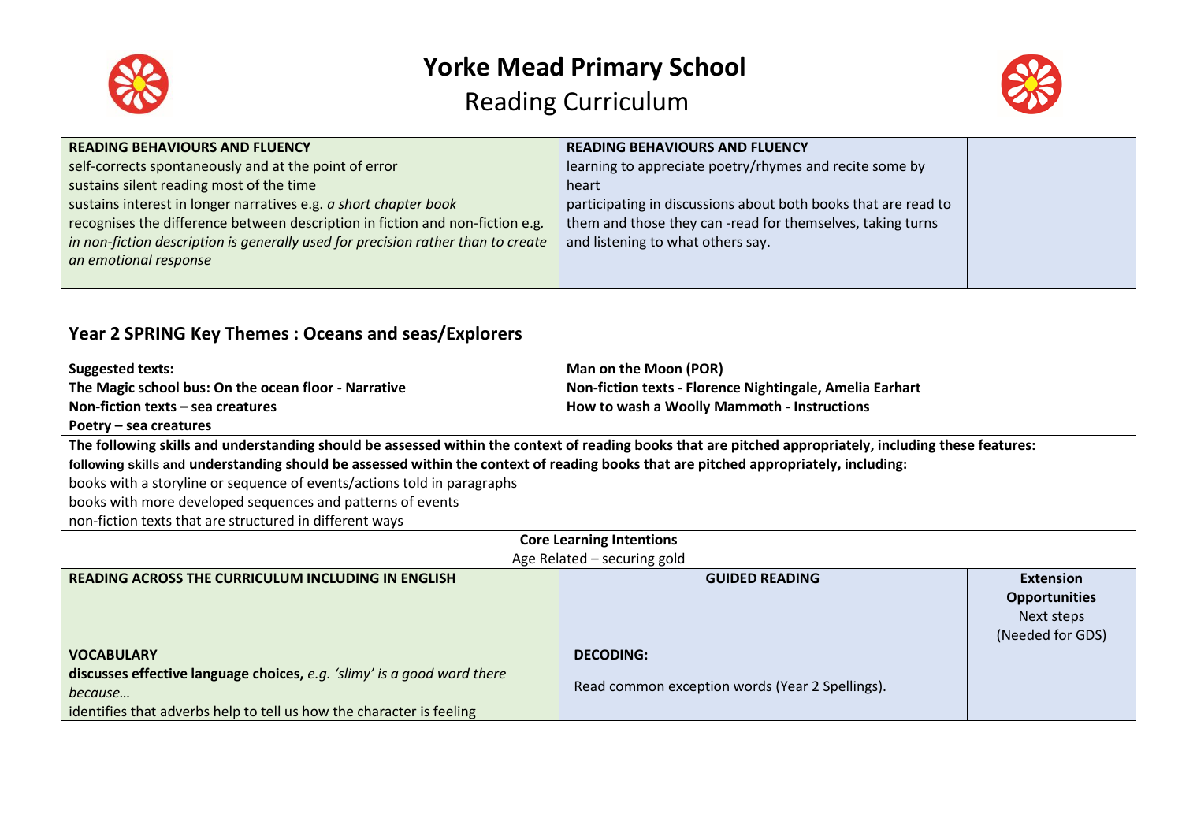# Yorke Mead Primary School

## Reading Curriculum

| READING BEHAVIOURS AND FLUENCY | READING BEHAVIOURS AND FLUENCY | |
|---|---|---|
| self-corrects spontaneously and at the point of error<br>sustains silent reading most of the time<br>sustains interest in longer narratives e.g. *a short chapter book*<br>recognises the difference between description in fiction and non-fiction e.g. *in non-fiction description is generally used for precision rather than to create an emotional response* | learning to appreciate poetry/rhymes and recite some by heart<br>participating in discussions about both books that are read to them and those they can -read for themselves, taking turns and listening to what others say. | |

| **Year 2 SPRING Key Themes : Oceans and seas/Explorers** | | |
|---|---|---|
| **Suggested texts:**<br>**The Magic school bus: On the ocean floor - Narrative**<br>**Non-fiction texts – sea creatures**<br>**Poetry – sea creatures** | **Man on the Moon (POR)**<br>**Non-fiction texts - Florence Nightingale, Amelia Earhart**<br>**How to wash a Woolly Mammoth - Instructions** | |
| **The following skills and understanding should be assessed within the context of reading books that are pitched appropriately, including these features:**<br>**following skills and understanding should be assessed within the context of reading books that are pitched appropriately, including:**<br>books with a storyline or sequence of events/actions told in paragraphs<br>books with more developed sequences and patterns of events<br>non-fiction texts that are structured in different ways | | |
| **Core Learning Intentions**<br>Age Related – securing gold | | |
| **READING ACROSS THE CURRICULUM INCLUDING IN ENGLISH** | **GUIDED READING** | **Extension Opportunities**<br>Next steps<br>(Needed for GDS) |
| **VOCABULARY**<br>**discusses effective language choices,** *e.g. 'slimy' is a good word there because…*<br>identifies that adverbs help to tell us how the character is feeling | **DECODING:**<br>Read common exception words (Year 2 Spellings). | |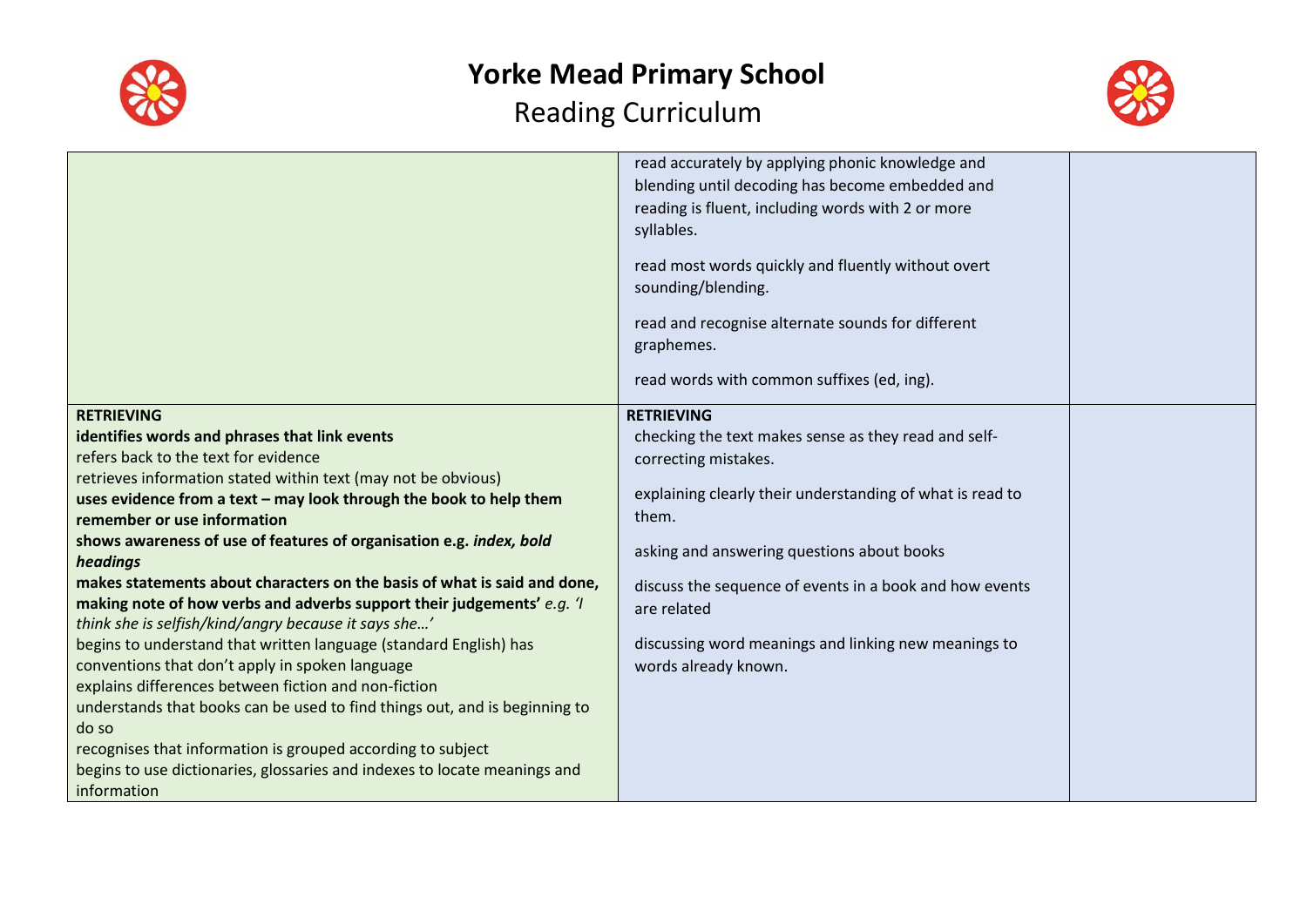# Yorke Mead Primary School

Reading Curriculum

| | | |
|---|---|---|
| | read accurately by applying phonic knowledge and blending until decoding has become embedded and reading is fluent, including words with 2 or more syllables.<br><br>read most words quickly and fluently without overt sounding/blending.<br><br>read and recognise alternate sounds for different graphemes.<br><br>read words with common suffixes (ed, ing). | |
| **RETRIEVING**<br>**identifies words and phrases that link events**<br>refers back to the text for evidence<br>retrieves information stated within text (may not be obvious)<br>**uses evidence from a text – may look through the book to help them remember or use information**<br>**shows awareness of use of features of organisation e.g. *index, bold headings***<br>**makes statements about characters on the basis of what is said and done, making note of how verbs and adverbs support their judgements'** *e.g. 'I think she is selfish/kind/angry because it says she…'*<br>begins to understand that written language (standard English) has conventions that don't apply in spoken language<br>explains differences between fiction and non-fiction<br>understands that books can be used to find things out, and is beginning to do so<br>recognises that information is grouped according to subject<br>begins to use dictionaries, glossaries and indexes to locate meanings and information | **RETRIEVING**<br>checking the text makes sense as they read and self-correcting mistakes.<br><br>explaining clearly their understanding of what is read to them.<br><br>asking and answering questions about books<br><br>discuss the sequence of events in a book and how events are related<br><br>discussing word meanings and linking new meanings to words already known. | |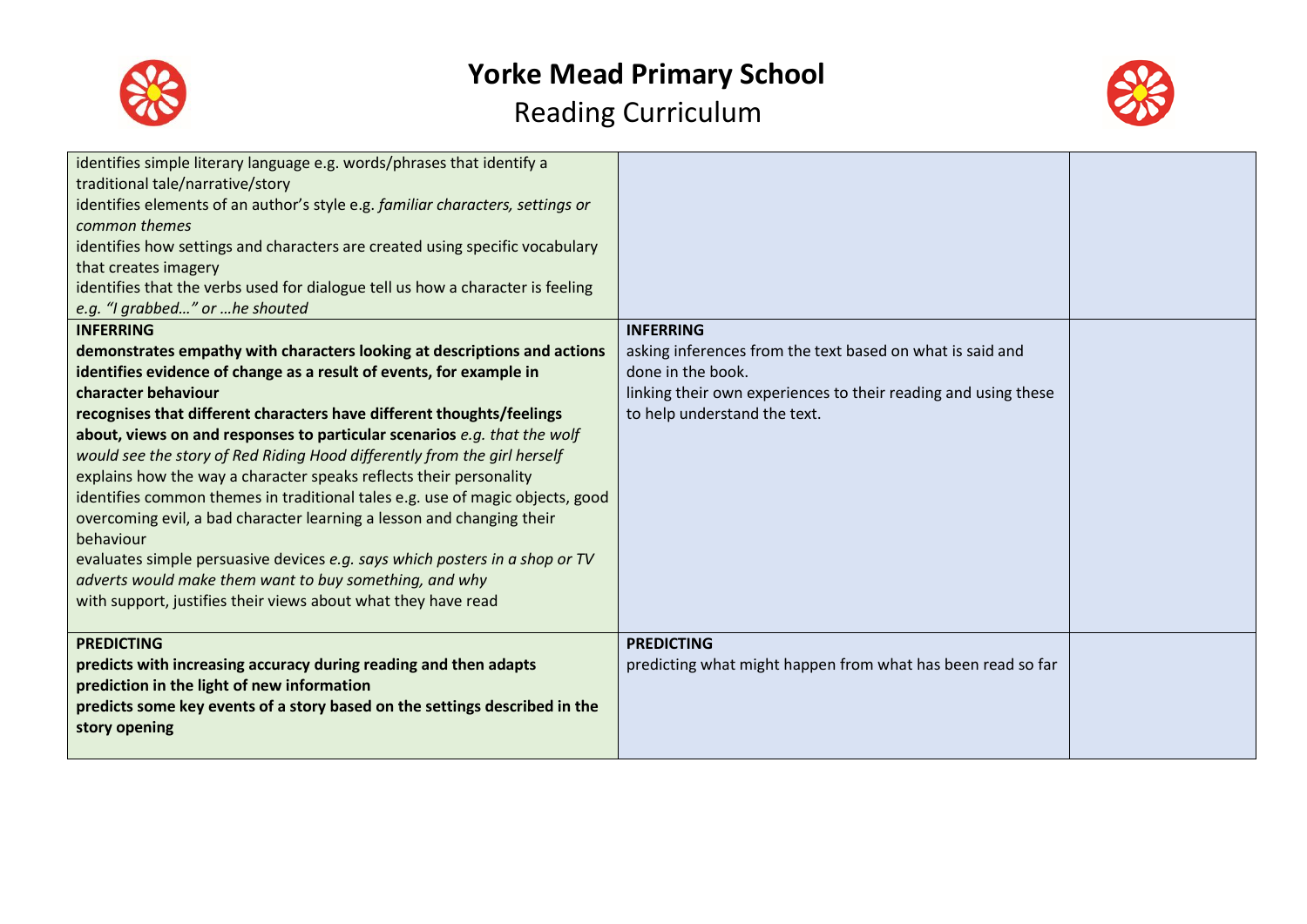# Yorke Mead Primary School

## Reading Curriculum

| | | |
|---|---|---|
| identifies simple literary language e.g. words/phrases that identify a traditional tale/narrative/story<br>identifies elements of an author's style e.g. *familiar characters, settings or common themes*<br>identifies how settings and characters are created using specific vocabulary that creates imagery<br>identifies that the verbs used for dialogue tell us how a character is feeling *e.g. "I grabbed…" or …he shouted* | | |
| **INFERRING**<br>**demonstrates empathy with characters looking at descriptions and actions**<br>**identifies evidence of change as a result of events, for example in character behaviour**<br>**recognises that different characters have different thoughts/feelings about, views on and responses to particular scenarios** *e.g. that the wolf would see the story of Red Riding Hood differently from the girl herself*<br>explains how the way a character speaks reflects their personality<br>identifies common themes in traditional tales e.g. use of magic objects, good overcoming evil, a bad character learning a lesson and changing their behaviour<br>evaluates simple persuasive devices *e.g. says which posters in a shop or TV adverts would make them want to buy something, and why*<br>with support, justifies their views about what they have read | **INFERRING**<br>asking inferences from the text based on what is said and done in the book.<br>linking their own experiences to their reading and using these to help understand the text. | |
| **PREDICTING**<br>**predicts with increasing accuracy during reading and then adapts prediction in the light of new information**<br>**predicts some key events of a story based on the settings described in the story opening** | **PREDICTING**<br>predicting what might happen from what has been read so far | |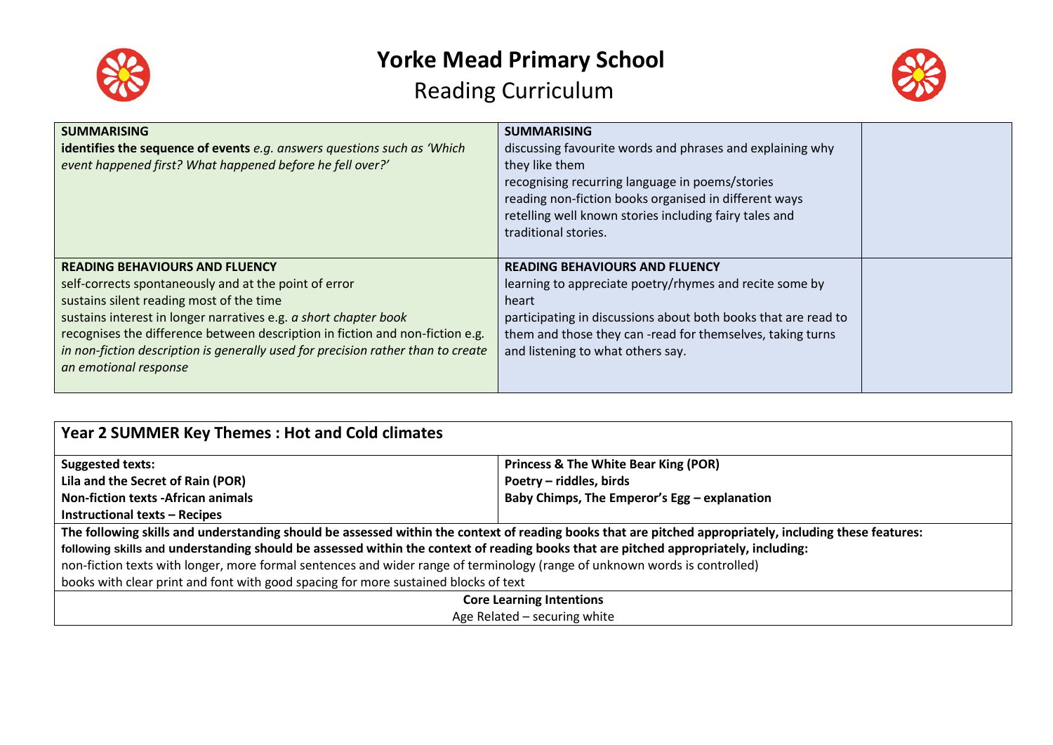# Yorke Mead Primary School

## Reading Curriculum

| | | |
|---|---|---|
| **SUMMARISING**<br>**identifies the sequence of events** *e.g. answers questions such as 'Which event happened first? What happened before he fell over?'* | **SUMMARISING**<br>discussing favourite words and phrases and explaining why they like them<br>recognising recurring language in poems/stories<br>reading non-fiction books organised in different ways<br>retelling well known stories including fairy tales and traditional stories. | |
| **READING BEHAVIOURS AND FLUENCY**<br>self-corrects spontaneously and at the point of error<br>sustains silent reading most of the time<br>sustains interest in longer narratives e.g. *a short chapter book*<br>recognises the difference between description in fiction and non-fiction e.g. *in non-fiction description is generally used for precision rather than to create an emotional response* | **READING BEHAVIOURS AND FLUENCY**<br>learning to appreciate poetry/rhymes and recite some by heart<br>participating in discussions about both books that are read to them and those they can -read for themselves, taking turns and listening to what others say. | |

| **Year 2 SUMMER Key Themes : Hot and Cold climates** | |
|---|---|
| **Suggested texts:**<br>**Lila and the Secret of Rain (POR)**<br>**Non-fiction texts -African animals**<br>**Instructional texts – Recipes** | **Princess & The White Bear King (POR)**<br>**Poetry – riddles, birds**<br>**Baby Chimps, The Emperor's Egg – explanation** |
| **The following skills and understanding should be assessed within the context of reading books that are pitched appropriately, including these features:**<br>**following skills and understanding should be assessed within the context of reading books that are pitched appropriately, including:**<br>non-fiction texts with longer, more formal sentences and wider range of terminology (range of unknown words is controlled)<br>books with clear print and font with good spacing for more sustained blocks of text | |
| **Core Learning Intentions**<br>Age Related – securing white | |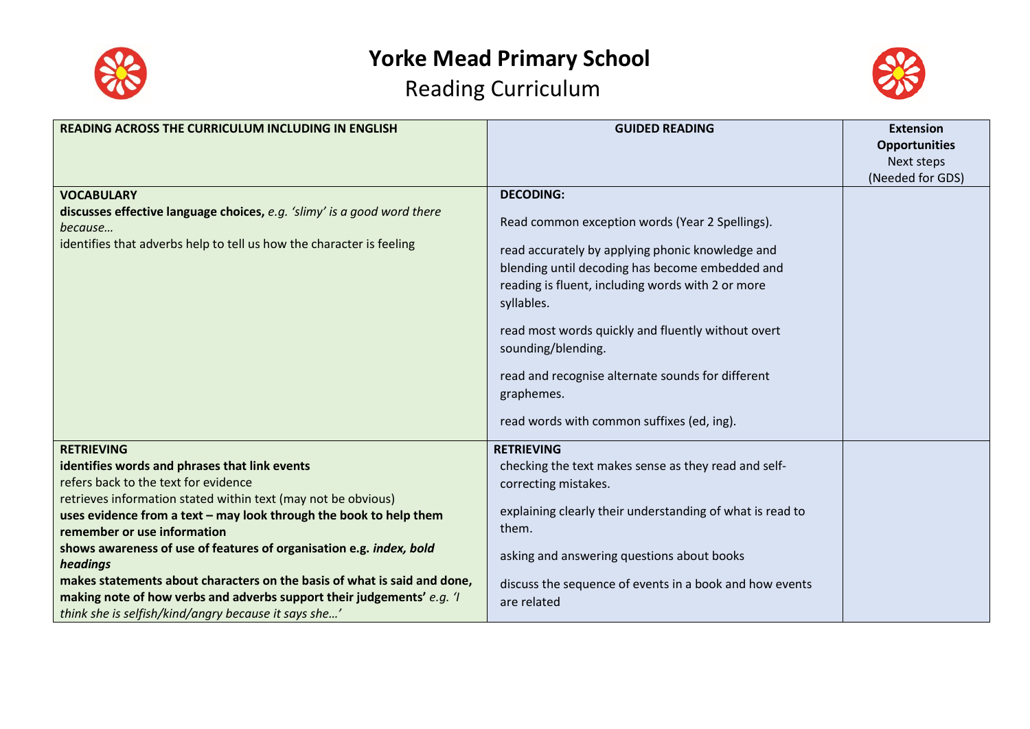# Yorke Mead Primary School

## Reading Curriculum

| READING ACROSS THE CURRICULUM INCLUDING IN ENGLISH | GUIDED READING | Extension Opportunities<br>Next steps<br>(Needed for GDS) |
|---|---|---|
| **VOCABULARY**<br>**discusses effective language choices,** *e.g. 'slimy' is a good word there because…*<br>identifies that adverbs help to tell us how the character is feeling | **DECODING:**<br>Read common exception words (Year 2 Spellings).<br>read accurately by applying phonic knowledge and blending until decoding has become embedded and reading is fluent, including words with 2 or more syllables.<br>read most words quickly and fluently without overt sounding/blending.<br>read and recognise alternate sounds for different graphemes.<br>read words with common suffixes (ed, ing). | |
| **RETRIEVING**<br>**identifies words and phrases that link events**<br>refers back to the text for evidence<br>retrieves information stated within text (may not be obvious)<br>**uses evidence from a text – may look through the book to help them remember or use information**<br>**shows awareness of use of features of organisation e.g.** ***index, bold headings***<br>**makes statements about characters on the basis of what is said and done, making note of how verbs and adverbs support their judgements'** *e.g. 'I think she is selfish/kind/angry because it says she…'* | **RETRIEVING**<br>checking the text makes sense as they read and self-correcting mistakes.<br>explaining clearly their understanding of what is read to them.<br>asking and answering questions about books<br>discuss the sequence of events in a book and how events are related | |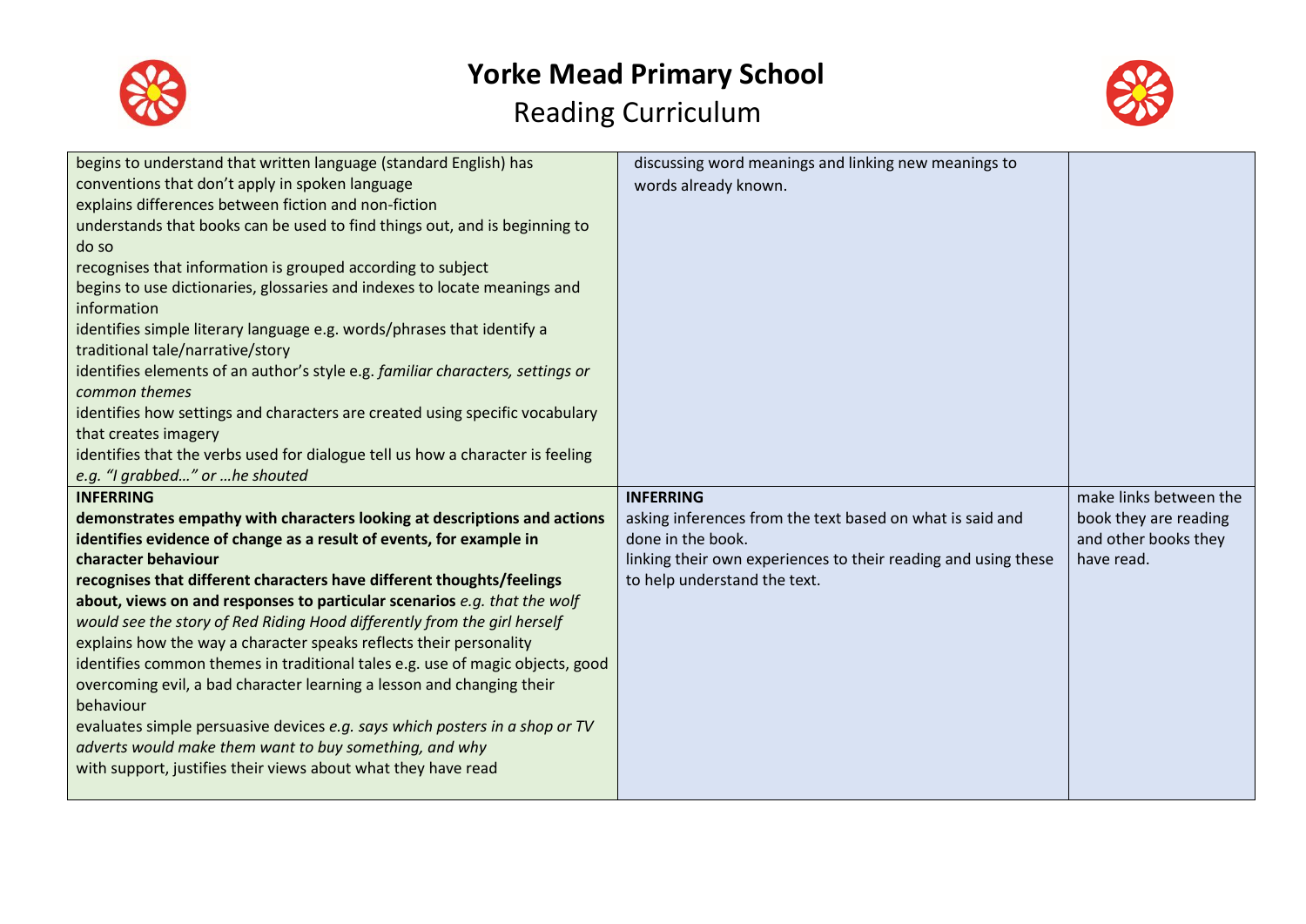# Yorke Mead Primary School

## Reading Curriculum

| | | |
|---|---|---|
| begins to understand that written language (standard English) has conventions that don't apply in spoken language<br>explains differences between fiction and non-fiction<br>understands that books can be used to find things out, and is beginning to do so<br>recognises that information is grouped according to subject<br>begins to use dictionaries, glossaries and indexes to locate meanings and information<br>identifies simple literary language e.g. words/phrases that identify a traditional tale/narrative/story<br>identifies elements of an author's style e.g. *familiar characters, settings or common themes*<br>identifies how settings and characters are created using specific vocabulary that creates imagery<br>identifies that the verbs used for dialogue tell us how a character is feeling *e.g. "I grabbed…" or …he shouted* | discussing word meanings and linking new meanings to words already known. | |
| **INFERRING**<br>**demonstrates empathy with characters looking at descriptions and actions**<br>**identifies evidence of change as a result of events, for example in character behaviour**<br>**recognises that different characters have different thoughts/feelings about, views on and responses to particular scenarios** *e.g. that the wolf would see the story of Red Riding Hood differently from the girl herself*<br>explains how the way a character speaks reflects their personality<br>identifies common themes in traditional tales e.g. use of magic objects, good overcoming evil, a bad character learning a lesson and changing their behaviour<br>evaluates simple persuasive devices *e.g. says which posters in a shop or TV adverts would make them want to buy something, and why*<br>with support, justifies their views about what they have read | **INFERRING**<br>asking inferences from the text based on what is said and done in the book.<br>linking their own experiences to their reading and using these to help understand the text. | make links between the book they are reading and other books they have read. |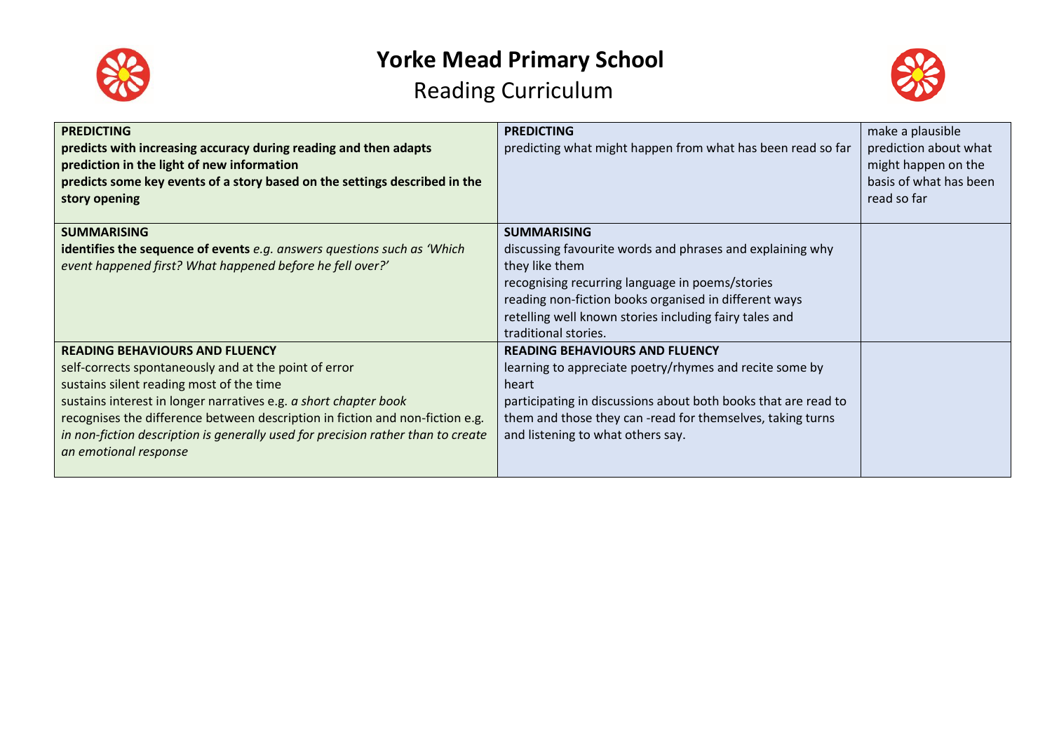# Yorke Mead Primary School

## Reading Curriculum

| | | |
|---|---|---|
| **PREDICTING**<br>**predicts with increasing accuracy during reading and then adapts prediction in the light of new information**<br>**predicts some key events of a story based on the settings described in the story opening** | **PREDICTING**<br>predicting what might happen from what has been read so far | make a plausible prediction about what might happen on the basis of what has been read so far |
| **SUMMARISING**<br>**identifies the sequence of events** *e.g. answers questions such as 'Which event happened first? What happened before he fell over?'* | **SUMMARISING**<br>discussing favourite words and phrases and explaining why they like them<br>recognising recurring language in poems/stories<br>reading non-fiction books organised in different ways<br>retelling well known stories including fairy tales and traditional stories. | |
| **READING BEHAVIOURS AND FLUENCY**<br>self-corrects spontaneously and at the point of error<br>sustains silent reading most of the time<br>sustains interest in longer narratives e.g. *a short chapter book*<br>recognises the difference between description in fiction and non-fiction e.g. *in non-fiction description is generally used for precision rather than to create an emotional response* | **READING BEHAVIOURS AND FLUENCY**<br>learning to appreciate poetry/rhymes and recite some by heart<br>participating in discussions about both books that are read to them and those they can -read for themselves, taking turns and listening to what others say. | |